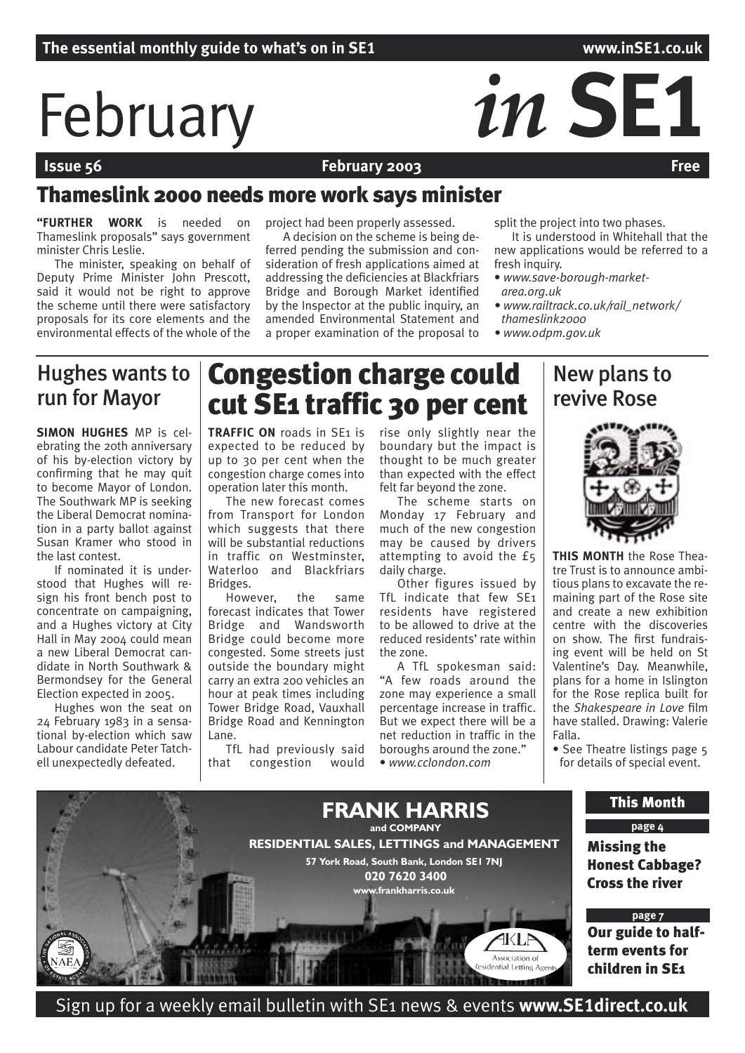The essential monthly guide to what's on in SE1 www.inSE1.co.uk

# February *in* SE1

**Issue 56** **February 2003** **Free**

## Thameslink 2000 needs more work says minister

**"FURTHER WORK** is needed on Thameslink proposals" says government minister Chris Leslie.

The minister, speaking on behalf of Deputy Prime Minister John Prescott, said it would not be right to approve the scheme until there were satisfactory proposals for its core elements and the environmental effects of the whole of the project had been properly assessed.

A decision on the scheme is being deferred pending the submission and consideration of fresh applications aimed at addressing the deficiencies at Blackfriars Bridge and Borough Market identified by the Inspector at the public inquiry, an amended Environmental Statement and a proper examination of the proposal to split the project into two phases.

It is understood in Whitehall that the new applications would be referred to a fresh inquiry.

- *www.save-borough-market-area.org.uk*
- *www.railtrack.co.uk/rail_network/thameslink2000*
- *www.odpm.gov.uk*

## Hughes wants to run for Mayor

**SIMON HUGHES** MP is celebrating the 20th anniversary of his by-election victory by confirming that he may quit to become Mayor of London. The Southwark MP is seeking the Liberal Democrat nomination in a party ballot against Susan Kramer who stood in the last contest.

If nominated it is understood that Hughes will resign his front bench post to concentrate on campaigning, and a Hughes victory at City Hall in May 2004 could mean a new Liberal Democrat candidate in North Southwark & Bermondsey for the General Election expected in 2005.

Hughes won the seat on 24 February 1983 in a sensational by-election which saw Labour candidate Peter Tatchell unexpectedly defeated.

## Congestion charge could cut SE1 traffic 30 per cent

**TRAFFIC ON** roads in SE1 is expected to be reduced by up to 30 per cent when the congestion charge comes into operation later this month.

The new forecast comes from Transport for London which suggests that there will be substantial reductions in traffic on Westminster, Waterloo and Blackfriars Bridges.

However, the same forecast indicates that Tower Bridge and Wandsworth Bridge could become more congested. Some streets just outside the boundary might carry an extra 200 vehicles an hour at peak times including Tower Bridge Road, Vauxhall Bridge Road and Kennington Lane.

TfL had previously said that congestion would rise only slightly near the boundary but the impact is thought to be much greater than expected with the effect felt far beyond the zone.

The scheme starts on Monday 17 February and much of the new congestion may be caused by drivers attempting to avoid the £5 daily charge.

Other figures issued by TfL indicate that few SE1 residents have registered to be allowed to drive at the reduced residents' rate within the zone.

A TfL spokesman said: "A few roads around the zone may experience a small percentage increase in traffic. But we expect there will be a net reduction in traffic in the boroughs around the zone."

- *www.cclondon.com*

## New plans to revive Rose

**THIS MONTH** the Rose Theatre Trust is to announce ambitious plans to excavate the remaining part of the Rose site and create a new exhibition centre with the discoveries on show. The first fundraising event will be held on St Valentine's Day. Meanwhile, plans for a home in Islington for the Rose replica built for the *Shakespeare in Love* film have stalled. Drawing: Valerie Falla.

- See Theatre listings page 5 for details of special event.

**FRANK HARRIS and COMPANY**
**RESIDENTIAL SALES, LETTINGS and MANAGEMENT**
57 York Road, South Bank, London SE1 7NJ
020 7620 3400
www.frankharris.co.uk

### This Month

**page 4**
**Missing the Honest Cabbage? Cross the river**

**page 7**
**Our guide to half-term events for children in SE1**

Sign up for a weekly email bulletin with SE1 news & events **www.SE1direct.co.uk**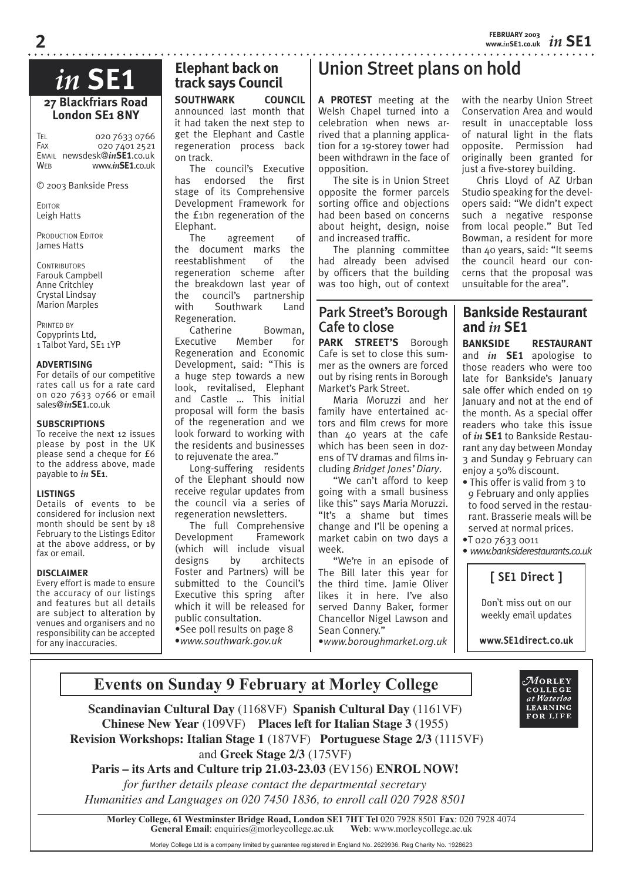# *in* SE1

**27 Blackfriars Road London SE1 8NY**

TEL 020 7633 0766
FAX 020 7401 2521
EMAIL newsdesk@*in***SE1**.co.uk
WEB www.*in***SE1**.co.uk

© 2003 Bankside Press

EDITOR
Leigh Hatts

PRODUCTION EDITOR
James Hatts

CONTRIBUTORS
Farouk Campbell
Anne Critchley
Crystal Lindsay
Marion Marples

PRINTED BY
Copyprints Ltd,
1 Talbot Yard, SE1 1YP

**ADVERTISING**

For details of our competitive rates call us for a rate card on 020 7633 0766 or email sales@*in***SE1**.co.uk

**SUBSCRIPTIONS**

To receive the next 12 issues please by post in the UK please send a cheque for £6 to the address above, made payable to *in* **SE1**.

**LISTINGS**

Details of events to be considered for inclusion next month should be sent by 18 February to the Listings Editor at the above address, or by fax or email.

**DISCLAIMER**

Every effort is made to ensure the accuracy of our listings and features but all details are subject to alteration by venues and organisers and no responsibility can be accepted for any inaccuracies.

## Elephant back on track says Council

**SOUTHWARK COUNCIL** announced last month that it had taken the next step to get the Elephant and Castle regeneration process back on track.

The council's Executive has endorsed the first stage of its Comprehensive Development Framework for the £1bn regeneration of the Elephant.

The agreement of the document marks the reestablishment of the regeneration scheme after the breakdown last year of the council's partnership with Southwark Land Regeneration.

Catherine Bowman, Executive Member for Regeneration and Economic Development, said: "This is a huge step towards a new look, revitalised, Elephant and Castle ... This initial proposal will form the basis of the regeneration and we look forward to working with the residents and businesses to rejuvenate the area."

Long-suffering residents of the Elephant should now receive regular updates from the council via a series of regeneration newsletters.

The full Comprehensive Development Framework (which will include visual designs by architects Foster and Partners) will be submitted to the Council's Executive this spring after which it will be released for public consultation.

•See poll results on page 8
•*www.southwark.gov.uk*

## Union Street plans on hold

**A PROTEST** meeting at the Welsh Chapel turned into a celebration when news arrived that a planning application for a 19-storey tower had been withdrawn in the face of opposition.

The site is in Union Street opposite the former parcels sorting office and objections had been based on concerns about height, design, noise and increased traffic.

The planning committee had already been advised by officers that the building was too high, out of context with the nearby Union Street Conservation Area and would result in unacceptable loss of natural light in the flats opposite. Permission had originally been granted for just a five-storey building.

Chris Lloyd of AZ Urban Studio speaking for the developers said: "We didn't expect such a negative response from local people." But Ted Bowman, a resident for more than 40 years, said: "It seems the council heard our concerns that the proposal was unsuitable for the area".

## Park Street's Borough Cafe to close

**PARK STREET'S** Borough Cafe is set to close this summer as the owners are forced out by rising rents in Borough Market's Park Street.

Maria Moruzzi and her family have entertained actors and film crews for more than 40 years at the cafe which has been seen in dozens of TV dramas and films including *Bridget Jones' Diary*.

"We can't afford to keep going with a small business like this" says Maria Moruzzi. "It's a shame but times change and I'll be opening a market cabin on two days a week.

"We're in an episode of The Bill later this year for the third time. Jamie Oliver likes it in here. I've also served Danny Baker, former Chancellor Nigel Lawson and Sean Connery."

•*www.boroughmarket.org.uk*

## Bankside Restaurant and *in* SE1

**BANKSIDE RESTAURANT** and *in* **SE1** apologise to those readers who were too late for Bankside's January sale offer which ended on 19 January and not at the end of the month. As a special offer readers who take this issue of *in* **SE1** to Bankside Restaurant any day between Monday 3 and Sunday 9 February can enjoy a 50% discount.

- This offer is valid from 3 to 9 February and only applies to food served in the restaurant. Brasserie meals will be served at normal prices.
- T 020 7633 0011
- *www.banksiderestaurants.co.uk*

**[ SE1 Direct ]**

Don't miss out on our weekly email updates

**www.SE1direct.co.uk**

## Events on Sunday 9 February at Morley College

**Scandinavian Cultural Day** (1168VF) **Spanish Cultural Day** (1161VF)
**Chinese New Year** (109VF) **Places left for Italian Stage 3** (1955)
**Revision Workshops: Italian Stage 1** (187VF) **Portuguese Stage 2/3** (1115VF) and **Greek Stage 2/3** (175VF)
**Paris – its Arts and Culture trip 21.03-23.03** (EV156) **ENROL NOW!**

*for further details please contact the departmental secretary Humanities and Languages on 020 7450 1836, to enroll call 020 7928 8501*

MORLEY COLLEGE at Waterloo LEARNING FOR LIFE

**Morley College, 61 Westminster Bridge Road, London SE1 7HT Tel** 020 7928 8501 **Fax**: 020 7928 4074
**General Email**: enquiries@morleycollege.ac.uk **Web**: www.morleycollege.ac.uk

Morley College Ltd is a company limited by guarantee registered in England No. 2629936. Reg Charity No. 1928623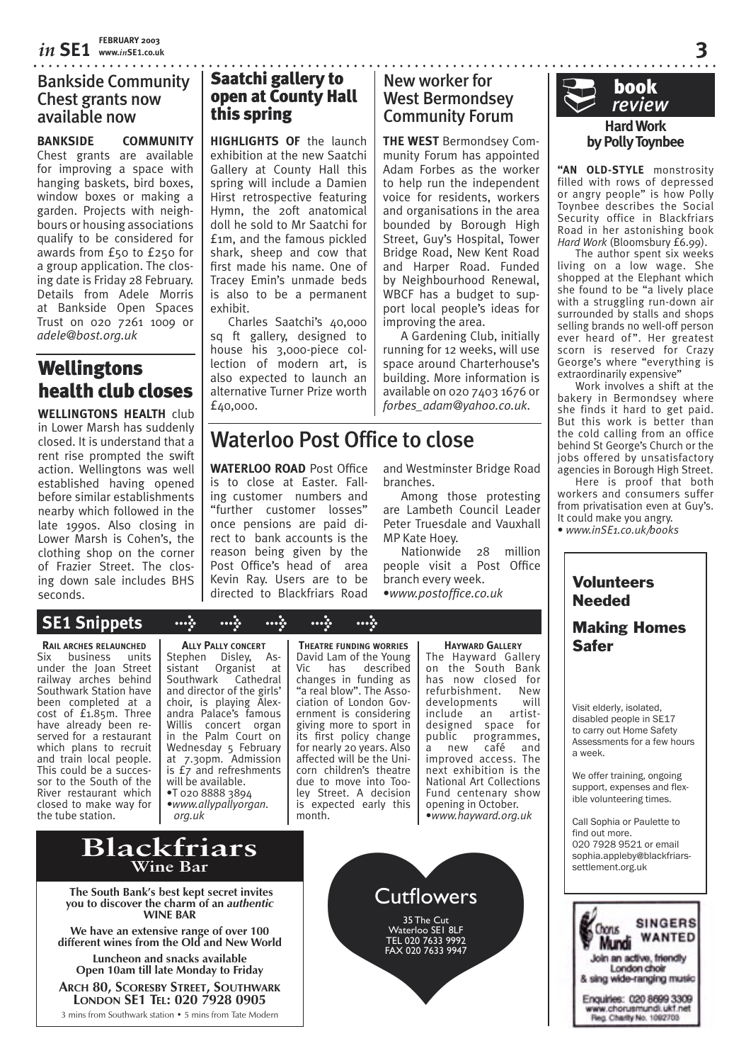## Bankside Community Chest grants now available now

**BANKSIDE COMMUNITY** Chest grants are available for improving a space with hanging baskets, bird boxes, window boxes or making a garden. Projects with neighbours or housing associations qualify to be considered for awards from £50 to £250 for a group application. The closing date is Friday 28 February. Details from Adele Morris at Bankside Open Spaces Trust on 020 7261 1009 or *adele@bost.org.uk*

## Wellingtons health club closes

**WELLINGTONS HEALTH** club in Lower Marsh has suddenly closed. It is understand that a rent rise prompted the swift action. Wellingtons was well established having opened before similar establishments nearby which followed in the late 1990s. Also closing in Lower Marsh is Cohen's, the clothing shop on the corner of Frazier Street. The closing down sale includes BHS seconds.

## Saatchi gallery to open at County Hall this spring

**HIGHLIGHTS OF** the launch exhibition at the new Saatchi Gallery at County Hall this spring will include a Damien Hirst retrospective featuring Hymn, the 20ft anatomical doll he sold to Mr Saatchi for £1m, and the famous pickled shark, sheep and cow that first made his name. One of Tracey Emin's unmade beds is also to be a permanent exhibit.

Charles Saatchi's 40,000 sq ft gallery, designed to house his 3,000-piece collection of modern art, is also expected to launch an alternative Turner Prize worth £40,000.

## New worker for West Bermondsey Community Forum

**THE WEST** Bermondsey Community Forum has appointed Adam Forbes as the worker to help run the independent voice for residents, workers and organisations in the area bounded by Borough High Street, Guy's Hospital, Tower Bridge Road, New Kent Road and Harper Road. Funded by Neighbourhood Renewal, WBCF has a budget to support local people's ideas for improving the area.

A Gardening Club, initially running for 12 weeks, will use space around Charterhouse's building. More information is available on 020 7403 1676 or *forbes_adam@yahoo.co.uk*.

## Waterloo Post Office to close

**WATERLOO ROAD** Post Office is to close at Easter. Falling customer numbers and "further customer losses" once pensions are paid direct to bank accounts is the reason being given by the Post Office's head of area Kevin Ray. Users are to be directed to Blackfriars Road and Westminster Bridge Road branches.

Among those protesting are Lambeth Council Leader Peter Truesdale and Vauxhall MP Kate Hoey.

Nationwide 28 million people visit a Post Office branch every week.

•*www.postoffice.co.uk*

## book review

### Hard Work by Polly Toynbee

**"AN OLD-STYLE** monstrosity filled with rows of depressed or angry people" is how Polly Toynbee describes the Social Security office in Blackfriars Road in her astonishing book *Hard Work* (Bloomsbury £6.99).

The author spent six weeks living on a low wage. She shopped at the Elephant which she found to be "a lively place with a struggling run-down air surrounded by stalls and shops selling brands no well-off person ever heard of". Her greatest scorn is reserved for Crazy George's where "everything is extraordinarily expensive"

Work involves a shift at the bakery in Bermondsey where she finds it hard to get paid. But this work is better than the cold calling from an office behind St George's Church or the jobs offered by unsatisfactory agencies in Borough High Street.

Here is proof that both workers and consumers suffer from privatisation even at Guy's. It could make you angry.

• *www.inSE1.co.uk/books*

## SE1 Snippets

**RAIL ARCHES RELAUNCHED**
Six business units under the Joan Street railway arches behind Southwark Station have been completed at a cost of £1.85m. Three have already been reserved for a restaurant which plans to recruit and train local people. This could be a successor to the South of the River restaurant which closed to make way for the tube station.

**ALLY PALLY CONCERT**
Stephen Disley, Assistant Organist at Southwark Cathedral and director of the girls' choir, is playing Alexandra Palace's famous Willis concert organ in the Palm Court on Wednesday 5 February at 7.30pm. Admission is £7 and refreshments will be available.
•T 020 8888 3894
•*www.allypallyorgan.org.uk*

**THEATRE FUNDING WORRIES**
David Lam of the Young Vic has described changes in funding as "a real blow". The Association of London Government is considering giving more to sport in its first policy change for nearly 20 years. Also affected will be the Unicorn children's theatre due to move into Tooley Street. A decision is expected early this month.

**HAYWARD GALLERY**
The Hayward Gallery on the South Bank has now closed for refurbishment. New developments will include an artist-designed space for public programmes, a new café and improved access. The next exhibition is the National Art Collections Fund centenary show opening in October.
•*www.hayward.org.uk*

## Volunteers Needed

### Making Homes Safer

Visit elderly, isolated, disabled people in SE17 to carry out Home Safety Assessments for a few hours a week.

We offer training, ongoing support, expenses and flexible volunteering times.

Call Sophia or Paulette to find out more.
020 7928 9521 or email sophia.appleby@blackfriars-settlement.org.uk

**Blackfriars Wine Bar**

**The South Bank's best kept secret invites you to discover the charm of an *authentic* WINE BAR**

**We have an extensive range of over 100 different wines from the Old and New World**

**Luncheon and snacks available**
**Open 10am till late Monday to Friday**

**ARCH 80, SCORESBY STREET, SOUTHWARK LONDON SE1 TEL: 020 7928 0905**

3 mins from Southwark station • 5 mins from Tate Modern

**Cutflowers**

35 The Cut
Waterloo SE1 8LF
TEL 020 7633 9992
FAX 020 7633 9947

**Chorus Mundi — SINGERS WANTED**

Join an active, friendly London choir & sing wide-ranging music

Enquiries: 020 8699 3309
www.chorusmundi.ukf.net
Reg. Charity No. 1092703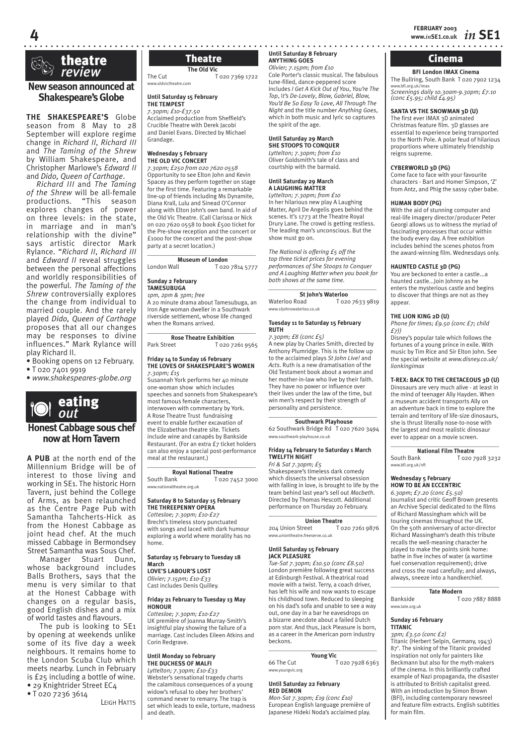## theatre *review*

### New season announced at Shakespeare's Globe

**THE SHAKESPEARE'S** Globe season from 8 May to 28 September will explore regime change in *Richard II*, *Richard III* and *The Taming of the Shrew* by William Shakespeare, and Christopher Marlowe's *Edward II* and *Dido, Queen of Carthage*.

*Richard III* and *The Taming of the Shrew* will be all-female productions. "This season explores changes of power on three levels: in the state, in marriage and in man's relationship with the divine" says artistic director Mark Rylance. "*Richard II*, *Richard III* and *Edward II* reveal struggles between the personal affections and worldly responsibilities of the powerful. *The Taming of the Shrew* controversially explores the change from individual to married couple. And the rarely played *Dido, Queen of Carthage* proposes that all our changes may be responses to divine influences." Mark Rylance will play Richard II.

- Booking opens on 12 February.
- T 020 7401 9919
- *www.shakespeares-globe.org*

## eating *out*

### Honest Cabbage sous chef now at Horn Tavern

**A PUB** at the north end of the Millennium Bridge will be of interest to those living and working in SE1. The historic Horn Tavern, just behind the College of Arms, as been relaunched as the Centre Page Pub with Samantha Tahcherts-Hick as from the Honest Cabbage as joint head chef. At the much missed Cabbage in Bermondsey Street Samantha was Sous Chef.

Manager Stuart Dunn, whose background includes Balls Brothers, says that the menu is very similar to that at the Honest Cabbage with changes on a regular basis, good English dishes and a mix of world tastes and flavours.

The pub is looking to SE1 by opening at weekends unlike some of its five day a week neighbours. It remains home to the London Scuba Club which meets nearby. Lunch in February is £25 including a bottle of wine.

- 29 Knightrider Street EC4
- T 020 7236 3614

LEIGH HATTS

## Theatre

### The Old Vic

The Cut T 020 7369 1722
www.oldvictheatre.com

**Until Saturday 15 February**
**THE TEMPEST**
*7.30pm; £10-£37.50*
Acclaimed production from Sheffield's Crucible Theatre with Derek Jacobi and Daniel Evans. Directed by Michael Grandage.

**Wednesday 5 February**
**THE OLD VIC CONCERT**
*7.30pm; £250 from 020 7620 0558*
Opportunity to see Elton John and Kevin Spacey as they perform together on stage for the first time. Featuring a remarkable line-up of friends including Ms Dynamite, Diana Krall, Lulu and Sinead O'Connor along with Elton John's own band. In aid of the Old Vic Theatre. (Call Clarissa or Nick on 020 7620 0558 to book £500 ticket for the Pre-show reception and the concert or £1000 for the concert and the post-show party at a secret location.)

### Museum of London

London Wall T 020 7814 5777

**Sunday 2 February**
**TAMESUBUGA**
*1pm, 2pm & 3pm; free*
A 20 minute drama about Tamesubuga, an Iron Age woman dweller in a Southwark riverside settlement, whose life changed when the Romans arrived.

### Rose Theatre Exhibition

Park Street T 020 7261 9565

**Friday 14 to Sunday 16 February**
**THE LOVES OF SHAKESPEARE'S WOMEN**
*7.30pm; £15*
Susannah York performs her 40 minute one-woman show which includes speeches and sonnets from Shakespeare's most famous female characters, interwoven with commentary by York. A Rose Theatre Trust fundraising event to enable further excavation of the Elizabethan theatre site. Tickets include wine and canapés by Bankside Restaurant. (For an extra £7 ticket holders can also enjoy a special post-performance meal at the restaurant.)

### Royal National Theatre

South Bank T 020 7452 3000
www.nationaltheatre.org.uk

**Saturday 8 to Saturday 15 February**
**THE THREEPENNY OPERA**
*Cottesloe; 7.30pm; £10-£27*
Brecht's timeless story punctuated with songs and laced with dark humour exploring a world where morality has no home.

**Saturday 15 February to Tuesday 18 March**
**LOVE'S LABOUR'S LOST**
*Olivier; 7.15pm; £10-£33*
Cast includes Denis Quilley.

**Friday 21 February to Tuesday 13 May**
**HONOUR**
*Cottesloe; 7.30pm; £10-£27*
UK première of Joanna Murray-Smith's insightful play showing the failure of a marriage. Cast includes Eileen Atkins and Corin Redgrave.

**Until Monday 10 February**
**THE DUCHESS OF MALFI**
*Lyttelton; 7.30pm; £10-£33*
Webster's sensational tragedy charts the calamitous consequences of a young widow's refusal to obey her brothers' command never to remarry. The trap is set which leads to exile, torture, madness and death.

**Until Saturday 8 February**
**ANYTHING GOES**
*Olivier; 7.15pm; from £10*
Cole Porter's classic musical. The fabulous tune-filled, dance-peppered score includes *I Get A Kick Out of You*, *You're The Top*, *It's De-Lovely*, *Blow, Gabriel, Blow*, *You'd Be So Easy To Love*, *All Through The Night* and the title number *Anything Goes*, which in both music and lyric so captures the spirit of the age.

**Until Saturday 29 March**
**SHE STOOPS TO CONQUER**
*Lyttelton; 7.30pm; from £10*
Oliver Goldsmith's tale of class and courtship with the barmaid.

**Until Saturday 29 March**
**A LAUGHING MATTER**
*Lyttelton; 7.30pm; from £10*
In her hilarious new play A Laughing Matter, April De Angelis goes behind the scenes. It's 1773 at the Theatre Royal Drury Lane. The crowd is getting restless. The leading man's unconscious. But the show must go on.

*The National is offering £5 off the top three ticket prices for evening performances of She Stoops to Conquer and A Laughing Matter when you book for both shows at the same time.*

### St John's Waterloo

Waterloo Road T 020 7633 9819
www.stjohnswaterloo.co.uk

**Tuesday 11 to Saturday 15 February**
**RUTH**
*7.30pm; £8 (conc £5)*
A new play by Charles Smith, directed by Anthony Plumridge. This is the follow up to the acclaimed plays *St John Live!* and *Acts*. Ruth is a new dramatisation of the Old Testament book about a woman and her mother-in-law who live by their faith. They have no power or influence over their lives under the law of the time, but win men's respect by their strength of personality and persistence.

### Southwark Playhouse

62 Southwark Bridge Rd T 020 7620 3494
www.southwark-playhouse.co.uk

**Friday 14 February to Saturday 1 March**
**TWELFTH NIGHT**
*Fri & Sat 7.30pm; £5*
Shakespeare's timeless dark comedy which dissects the universal obsession with falling in love, is brought to life by the team behind last year's sell out *Macbeth*. Directed by Thomas Hescott. Additional performance on Thursday 20 February.

### Union Theatre

204 Union Street T 020 7261 9876
www.uniontheatre.freeserve.co.uk

**Until Saturday 15 February**
**JACK PLEASURE**
*Tue-Sat 7.30pm; £10.50 (conc £8.50)*
London première following great success at Edinburgh Festival. A theatrical road movie with a twist. Terry, a coach driver, has left his wife and now wants to escape his childhood town. Reduced to sleeping on his dad's sofa and unable to see a way out, one day in a bar he eavesdrops on a bizarre anecdote about a failed Dutch porn star. And thus, Jack Pleasure is born, as a career in the American porn industry beckons.

### Young Vic

66 The Cut T 020 7928 6363
www.youngvic.org

**Until Saturday 22 February**
**RED DEMON**
*Mon-Sat 7.30pm; £19 (conc £10)*
European English language première of Japanese Hideki Noda's acclaimed play.

## Cinema

### BFI London IMAX Cinema

The Bullring, South Bank T 020 7902 1234
www.bfi.org.uk/imax
*Screenings daily 10.30am-9.30pm; £7.10 (conc £5.95; child £4.95)*

**SANTA VS THE SNOWMAN 3D (U)**
The first ever IMAX 3D animated Christmas feature film. 3D glasses are essential to experience being transported to the North Pole. A polar feud of hilarious proportions where ultimately friendship reigns supreme.

**CYBERWORLD 3D (PG)**
Come face to face with your favourite characters - Bart and Homer Simpson, 'Z' from Antz, and Phig the sassy cyber babe.

**HUMAN BODY (PG)**
With the aid of stunning computer and real-life imagery director/producer Peter Georgi allows us to witness the myriad of fascinating processes that occur within the body every day. A free exhibition includes behind the scenes photos from the award-winning film. Wednesdays only.

**HAUNTED CASTLE 3D (PG)**
You are beckoned to enter a castle...a haunted castle...Join Johnny as he enters the mysterious castle and begins to discover that things are not as they appear.

**THE LION KING 2D (U)**
*Phone for times; £9.50 (conc £7; child £7))*
Disney's popular tale which follows the fortunes of a young prince in exile. With music by Tim Rice and Sir Elton John. See the special website at *www.disney.co.uk/lionkingimax*

**T-REX: BACK TO THE CRETACEOUS 3D (U)**
Dinosaurs are very much alive - at least in the mind of teenager Ally Hayden. When a museum accident transports Ally on an adventure back in time to explore the terrain and territory of life-size dinosaurs, she is thrust literally nose-to-nose with the largest and most realistic dinosaur ever to appear on a movie screen.

### National Film Theatre

South Bank T 020 7928 3232
www.bfi.org.uk/nft

**Wednesday 5 February**
**HOW TO BE AN ECCENTRIC**
*6.30pm; £7.20 (conc £5.50)*
Journalist and critic Geoff Brown presents an Archive Special dedicated to the films of Richard Massingham which will be touring cinemas throughout the UK. On the 50th anniversary of actor-director Richard Massingham's death this tribute recalls the well-meaning character he played to make the points sink home: bathe in five inches of water (a wartime fuel conservation requirement); drive and cross the road carefully; and always, always, sneeze into a handkerchief.

### Tate Modern

Bankside T 020 7887 8888
www.tate.org.uk

**Sunday 16 February**
**TITANIC**
*3pm; £3.50 (conc £2)*
Titanic (Herbert Selpin, Germany, 1943) 87'. The sinking of the Titanic provided inspiration not only for painters like Beckmann but also for the myth-makers of the cinema. In this brilliantly crafted example of Nazi propaganda, the disaster is attributed to British capitalist greed. With an introduction by Simon Brown (BFI), including contemporary newsreel and feature film extracts. English subtitles for main film.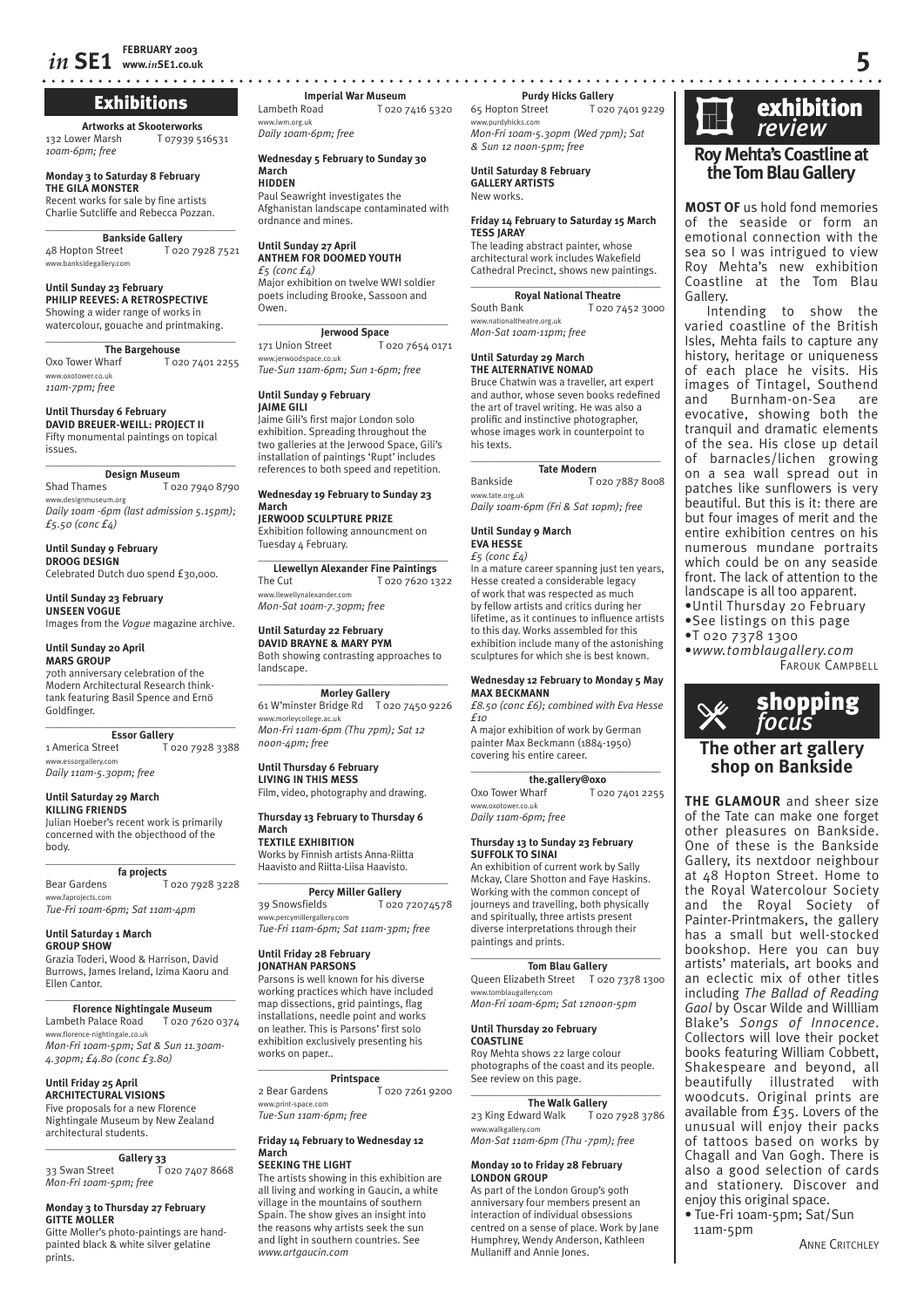## Exhibitions

**Artworks at Skooterworks**
132 Lower Marsh T 07939 516531
*10am-6pm; free*

**Monday 3 to Saturday 8 February**
**THE GILA MONSTER**
Recent works for sale by fine artists Charlie Sutcliffe and Rebecca Pozzan.

**Bankside Gallery**
48 Hopton Street T 020 7928 7521
www.banksidegallery.com

**Until Sunday 23 February**
**PHILIP REEVES: A RETROSPECTIVE**
Showing a wider range of works in watercolour, gouache and printmaking.

**The Bargehouse**
Oxo Tower Wharf T 020 7401 2255
www.oxotower.co.uk
*11am-7pm; free*

**Until Thursday 6 February**
**DAVID BREUER-WEILL: PROJECT II**
Fifty monumental paintings on topical issues.

**Design Museum**
Shad Thames T 020 7940 8790
www.designmuseum.org
*Daily 10am -6pm (last admission 5.15pm); £5.50 (conc £4)*

**Until Sunday 9 February**
**DROOG DESIGN**
Celebrated Dutch duo spend £30,000.

**Until Sunday 23 February**
**UNSEEN VOGUE**
Images from the *Vogue* magazine archive.

**Until Sunday 20 April**
**MARS GROUP**
70th anniversary celebration of the Modern Architectural Research think-tank featuring Basil Spence and Ernö Goldfinger.

**Essor Gallery**
1 America Street T 020 7928 3388
www.essorgallery.com
*Daily 11am-5.30pm; free*

**Until Saturday 29 March**
**KILLING FRIENDS**
Julian Hoeber's recent work is primarily concerned with the objecthood of the body.

**fa projects**
Bear Gardens T 020 7928 3228
www.faprojects.com
*Tue-Fri 10am-6pm; Sat 11am-4pm*

**Until Saturday 1 March**
**GROUP SHOW**
Grazia Toderi, Wood & Harrison, David Burrows, James Ireland, Izima Kaoru and Ellen Cantor.

**Florence Nightingale Museum**
Lambeth Palace Road T 020 7620 0374
www.florence-nightingale.co.uk
*Mon-Fri 10am-5pm; Sat & Sun 11.30am-4.30pm; £4.80 (conc £3.80)*

**Until Friday 25 April**
**ARCHITECTURAL VISIONS**
Five proposals for a new Florence Nightingale Museum by New Zealand architectural students.

**Gallery 33**
33 Swan Street T 020 7407 8668
*Mon-Fri 10am-5pm; free*

**Monday 3 to Thursday 27 February**
**GITTE MOLLER**
Gitte Moller's photo-paintings are hand-painted black & white silver gelatine prints.

**Imperial War Museum**
Lambeth Road T 020 7416 5320
www.iwm.org.uk
*Daily 10am-6pm; free*

**Wednesday 5 February to Sunday 30 March**
**HIDDEN**
Paul Seawright investigates the Afghanistan landscape contaminated with ordnance and mines.

**Until Sunday 27 April**
**ANTHEM FOR DOOMED YOUTH**
*£5 (conc £4)*
Major exhibition on twelve WWI soldier poets including Brooke, Sassoon and Owen.

**Jerwood Space**
171 Union Street T 020 7654 0171
www.jerwoodspace.co.uk
*Tue-Sun 11am-6pm; Sun 1-6pm; free*

**Until Sunday 9 February**
**JAIME GILI**
Jaime Gili's first major London solo exhibition. Spreading throughout the two galleries at the Jerwood Space, Gili's installation of paintings 'Rupt' includes references to both speed and repetition.

**Wednesday 19 February to Sunday 23 March**
**JERWOOD SCULPTURE PRIZE**
Exhibition following announcment on Tuesday 4 February.

**Llewellyn Alexander Fine Paintings**
The Cut T 020 7620 1322
www.llewellynalexander.com
*Mon-Sat 10am-7.30pm; free*

**Until Saturday 22 February**
**DAVID BRAYNE & MARY PYM**
Both showing contrasting approaches to landscape.

**Morley Gallery**
61 W'minster Bridge Rd T 020 7450 9226
www.morleycollege.ac.uk
*Mon-Fri 11am-6pm (Thu 7pm); Sat 12 noon-4pm; free*

**Until Thursday 6 February**
**LIVING IN THIS MESS**
Film, video, photography and drawing.

**Thursday 13 February to Thursday 6 March**
**TEXTILE EXHIBITION**
Works by Finnish artists Anna-Riitta Haavisto and Riitta-Liisa Haavisto.

**Percy Miller Gallery**
39 Snowsfields T 020 72074578
www.percymillergallery.com
*Tue-Fri 11am-6pm; Sat 11am-3pm; free*

**Until Friday 28 February**
**JONATHAN PARSONS**
Parsons is well known for his diverse working practices which have included map dissections, grid paintings, flag installations, needle point and works on leather. This is Parsons' first solo exhibition exclusively presenting his works on paper..

**Printspace**
2 Bear Gardens T 020 7261 9200
www.print-space.com
*Tue-Sun 11am-6pm; free*

**Friday 14 February to Wednesday 12 March**
**SEEKING THE LIGHT**
The artists showing in this exhibition are all living and working in Gaucin, a white village in the mountains of southern Spain. The show gives an insight into the reasons why artists seek the sun and light in southern countries. See *www.artgaucin.com*

**Purdy Hicks Gallery**
65 Hopton Street T 020 7401 9229
www.purdyhicks.com
*Mon-Fri 10am-5.30pm (Wed 7pm); Sat & Sun 12 noon-5pm; free*

**Until Saturday 8 February**
**GALLERY ARTISTS**
New works.

**Friday 14 February to Saturday 15 March**
**TESS JARAY**
The leading abstract painter, whose architectural work includes Wakefield Cathedral Precinct, shows new paintings.

**Royal National Theatre**
South Bank T 020 7452 3000
www.nationaltheatre.org.uk
*Mon-Sat 10am-11pm; free*

**Until Saturday 29 March**
**THE ALTERNATIVE NOMAD**
Bruce Chatwin was a traveller, art expert and author, whose seven books redefined the art of travel writing. He was also a prolific and instinctive photographer, whose images work in counterpoint to his texts.

**Tate Modern**
Bankside T 020 7887 8008
www.tate.org.uk
*Daily 10am-6pm (Fri & Sat 10pm); free*

**Until Sunday 9 March**
**EVA HESSE**
*£5 (conc £4)*
In a mature career spanning just ten years, Hesse created a considerable legacy of work that was respected as much by fellow artists and critics during her lifetime, as it continues to influence artists to this day. Works assembled for this exhibition include many of the astonishing sculptures for which she is best known.

**Wednesday 12 February to Monday 5 May**
**MAX BECKMANN**
*£8.50 (conc £6); combined with Eva Hesse £10*
A major exhibition of work by German painter Max Beckmann (1884-1950) covering his entire career.

**the.gallery@oxo**
Oxo Tower Wharf T 020 7401 2255
www.oxotower.co.uk
*Daily 11am-6pm; free*

**Thursday 13 to Sunday 23 February**
**SUFFOLK TO SINAI**
An exhibition of current work by Sally Mckay, Clare Shotton and Faye Haskins. Working with the common concept of journeys and travelling, both physically and spiritually, three artists present diverse interpretations through their paintings and prints.

**Tom Blau Gallery**
Queen Elizabeth Street T 020 7378 1300
www.tomblaugallery.com
*Mon-Fri 10am-6pm; Sat 12noon-5pm*

**Until Thursday 20 February**
**COASTLINE**
Roy Mehta shows 22 large colour photographs of the coast and its people. See review on this page.

**The Walk Gallery**
23 King Edward Walk T 020 7928 3786
www.walkgallery.com
*Mon-Sat 11am-6pm (Thu -7pm); free*

**Monday 10 to Friday 28 February**
**LONDON GROUP**
As part of the London Group's 90th anniversary four members present an interaction of individual obsessions centred on a sense of place. Work by Jane Humphrey, Wendy Anderson, Kathleen Mullaniff and Annie Jones.

## exhibition *review*

### Roy Mehta's Coastline at the Tom Blau Gallery

**MOST OF** us hold fond memories of the seaside or form an emotional connection with the sea so I was intrigued to view Roy Mehta's new exhibition Coastline at the Tom Blau Gallery.

Intending to show the varied coastline of the British Isles, Mehta fails to capture any history, heritage or uniqueness of each place he visits. His images of Tintagel, Southend and Burnham-on-Sea are evocative, showing both the tranquil and dramatic elements of the sea. His close up detail of barnacles/lichen growing on a sea wall spread out in patches like sunflowers is very beautiful. But this is it: there are but four images of merit and the entire exhibition centres on his numerous mundane portraits which could be on any seaside front. The lack of attention to the landscape is all too apparent.

- Until Thursday 20 February
- See listings on this page
- T 020 7378 1300
- *www.tomblaugallery.com*

FAROUK CAMPBELL

## shopping *focus*

### The other art gallery shop on Bankside

**THE GLAMOUR** and sheer size of the Tate can make one forget other pleasures on Bankside. One of these is the Bankside Gallery, its nextdoor neighbour at 48 Hopton Street. Home to the Royal Watercolour Society and the Royal Society of Painter-Printmakers, the gallery has a small but well-stocked bookshop. Here you can buy artists' materials, art books and an eclectic mix of other titles including *The Ballad of Reading Gaol* by Oscar Wilde and Willliam Blake's *Songs of Innocence*. Collectors will love their pocket books featuring William Cobbett, Shakespeare and beyond, all beautifully illustrated with woodcuts. Original prints are available from £35. Lovers of the unusual will enjoy their packs of tattoos based on works by Chagall and Van Gogh. There is also a good selection of cards and stationery. Discover and enjoy this original space.

- Tue-Fri 10am-5pm; Sat/Sun 11am-5pm

ANNE CRITCHLEY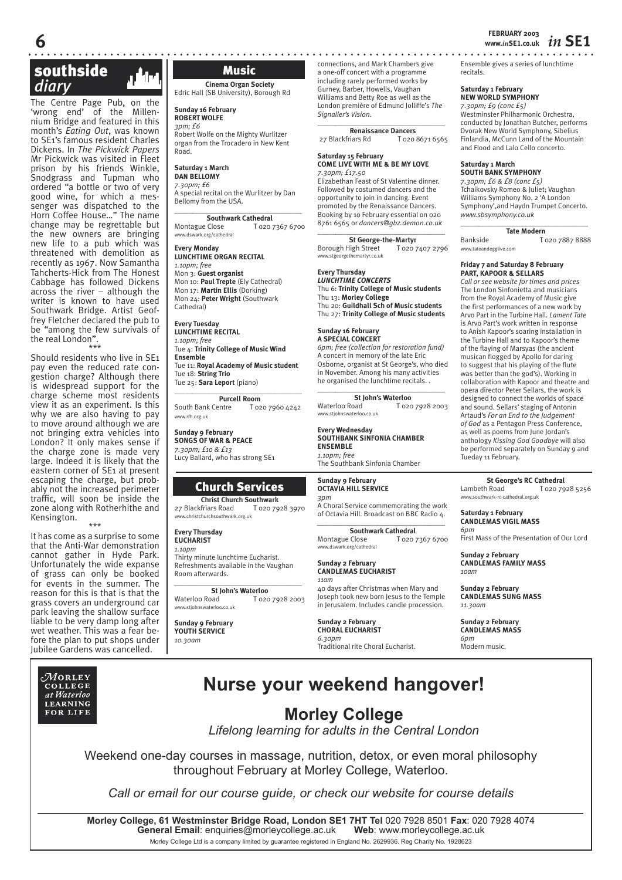## southside diary

The Centre Page Pub, on the 'wrong end' of the Millennium Bridge and featured in this month's *Eating Out*, was known to SE1's famous resident Charles Dickens. In *The Pickwick Papers* Mr Pickwick was visited in Fleet prison by his friends Winkle, Snodgrass and Tupman who ordered "a bottle or two of very good wine, for which a messenger was dispatched to the Horn Coffee House..." The name change may be regrettable but the new owners are bringing new life to a pub which was threatened with demolition as recently as 1967. Now Samantha Tahcherts-Hick from The Honest Cabbage has followed Dickens across the river – although the writer is known to have used Southwark Bridge. Artist Geoffrey Fletcher declared the pub to be "among the few survivals of the real London".

\*\*\*

Should residents who live in SE1 pay even the reduced rate congestion charge? Although there is widespread support for the charge scheme most residents view it as an experiment. Is this why we are also having to pay to move around although we are not bringing extra vehicles into London? It only makes sense if the charge zone is made very large. Indeed it is likely that the eastern corner of SE1 at present escaping the charge, but probably not the increased perimeter traffic, will soon be inside the zone along with Rotherhithe and Kensington.

\*\*\*

It has come as a surprise to some that the Anti-War demonstration cannot gather in Hyde Park. Unfortunately the wide expanse of grass can only be booked for events in the summer. The reason for this is that is that the grass covers an underground car park leaving the shallow surface liable to be very damp long after wet weather. This was a fear before the plan to put shops under Jubilee Gardens was cancelled.

## Music

**Cinema Organ Society**
Edric Hall (SB University), Borough Rd

**Sunday 16 February**
**ROBERT WOLFE**
*3pm; £6*
Robert Wolfe on the Mighty Wurlitzer organ from the Trocadero in New Kent Road.

**Saturday 1 March**
**DAN BELLOMY**
*7.30pm; £6*
A special recital on the Wurlitzer by Dan Bellomy from the USA.

**Southwark Cathedral**
Montague Close T 020 7367 6700
www.dswark.org/cathedral

**Every Monday**
**LUNCHTIME ORGAN RECITAL**
*1.10pm; free*
Mon 3: **Guest organist**
Mon 10: **Paul Trepte** (Ely Cathedral)
Mon 17: **Martin Ellis** (Dorking)
Mon 24: **Peter Wright** (Southwark Cathedral)

**Every Tuesday**
**LUNCHTIME RECITAL**
*1.10pm; free*
Tue 4: **Trinity College of Music Wind Ensemble**
Tue 11: **Royal Academy of Music student**
Tue 18: **String Trio**
Tue 25: **Sara Leport** (piano)

**Purcell Room**
South Bank Centre T 020 7960 4242
www.rfh.org.uk

**Sunday 9 February**
**SONGS OF WAR & PEACE**
*7.30pm; £10 & £13*
Lucy Ballard, who has strong SE1 connections, and Mark Chambers give a one-off concert with a programme including rarely performed works by Gurney, Barber, Howells, Vaughan Williams and Betty Roe as well as the London première of Edmund Jolliffe's *The Signaller's Vision*.

**Renaissance Dancers**
27 Blackfriars Rd T 020 8671 6565

**Saturday 15 February**
**COME LIVE WITH ME & BE MY LOVE**
*7.30pm; £17.50*
Elizabethan Feast of St Valentine dinner. Followed by costumed dancers and the opportunity to join in dancing. Event promoted by the Renaissance Dancers. Booking by 10 February essential on 020 8761 6565 or *dancers@gbz.demon.co.uk*

**St George-the-Martyr**
Borough High Street T 020 7407 2796
www.stgeorgethemartyr.co.uk

**Every Thursday**
***LUNCHTIME CONCERTS***
Thu 6: **Trinity College of Music students**
Thu 13: **Morley College**
Thu 20: **Guildhall Sch of Music students**
Thu 27: **Trinity College of Music students**

**Sunday 16 February**
**A SPECIAL CONCERT**
*6pm; free (collection for restoration fund)*
A concert in memory of the late Eric Osborne, organist at St George's, who died in November. Among his many activities he organised the lunchtime recitals. .

**St John's Waterloo**
Waterloo Road T 020 7928 2003
www.stjohnswaterloo.co.uk

**Every Wednesday**
**SOUTHBANK SINFONIA CHAMBER ENSEMBLE**
*1.10pm; free*
The Southbank Sinfonia Chamber Ensemble gives a series of lunchtime recitals.

**Saturday 1 February**
**NEW WORLD SYMPHONY**
*7.30pm; £9 (conc £5)*
Westminster Philharmonic Orchestra, conducted by Jonathan Butcher, performs Dvorak New World Symphony, Sibelius Finlandia, McCunn Land of the Mountain and Flood and Lalo Cello concerto.

**Saturday 1 March**
**SOUTH BANK SYMPHONY**
*7.30pm; £6 & £8 (conc £5)*
Tchaikovsky Romeo & Juliet; Vaughan Williams Symphony No. 2 'A London Symphony',and Haydn Trumpet Concerto.
*www.sbsymphony.co.uk*

**Tate Modern**
Bankside T 020 7887 8888
www.tateandegglive.com

**Friday 7 and Saturday 8 February**
**PART, KAPOOR & SELLARS**
*Call or see website for times and prices*
The London Sinfonietta and musicians from the Royal Academy of Music give the first performances of a new work by Arvo Part in the Turbine Hall. *Lament Tate* is Arvo Part's work written in response to Anish Kapoor's soaring installation in the Turbine Hall and to Kapoor's theme of the flaying of Marsyas (the ancient musican flogged by Apollo for daring to suggest that his playing of the flute was better than the god's). Working in collaboration with Kapoor and theatre and opera director Peter Sellars, the work is designed to connect the worlds of space and sound. Sellars' staging of Antonin Artaud's *For an End to the Judgement of God* as a Pentagon Press Conference, as well as poems from June Jordan's anthology *Kissing God Goodbye* will also be performed separately on Sunday 9 and Tueday 11 February.

## Church Services

**Christ Church Southwark**
27 Blackfriars Road T 020 7928 3970
www.christchurchsouthwark.org.uk

**Every Thursday**
**EUCHARIST**
*1.10pm*
Thirty minute lunchtime Eucharist. Refreshments available in the Vaughan Room afterwards.

**St John's Waterloo**
Waterloo Road T 020 7928 2003
www.stjohnswaterloo.co.uk

**Sunday 9 February**
**YOUTH SERVICE**
*10.30am*

**Sunday 9 February**
**OCTAVIA HILL SERVICE**
*3pm*
A Choral Service commemorating the work of Octavia Hill. Broadcast on BBC Radio 4.

**Southwark Cathedral**
Montague Close T 020 7367 6700
www.dswark.org/cathedral

**Sunday 2 February**
**CANDLEMAS EUCHARIST**
*11am*
40 days after Christmas when Mary and Joseph took new born Jesus to the Temple in Jerusalem. Includes candle procession.

**Sunday 2 February**
**CHORAL EUCHARIST**
*6.30pm*
Traditional rite Choral Eucharist.

**St George's RC Cathedral**
Lambeth Road T 020 7928 5256
www.southwark-rc-cathedral.org.uk

**Saturday 1 February**
**CANDLEMAS VIGIL MASS**
*6pm*
First Mass of the Presentation of Our Lord

**Sunday 2 February**
**CANDLEMAS FAMILY MASS**
*10am*

**Sunday 2 February**
**CANDLEMAS SUNG MASS**
*11.30am*

**Sunday 2 February**
**CANDLEMAS MASS**
*6pm*
Modern music.

---

MORLEY COLLEGE *at Waterloo* LEARNING FOR LIFE

# Nurse your weekend hangover!

## Morley College

*Lifelong learning for adults in the Central London*

Weekend one-day courses in massage, nutrition, detox, or even moral philosophy throughout February at Morley College, Waterloo.

*Call or email for our course guide, or check our website for course details*

**Morley College, 61 Westminster Bridge Road, London SE1 7HT Tel** 020 7928 8501 **Fax**: 020 7928 4074
**General Email**: enquiries@morleycollege.ac.uk **Web**: www.morleycollege.ac.uk
Morley College Ltd is a company limited by guarantee registered in England No. 2629936. Reg Charity No. 1928623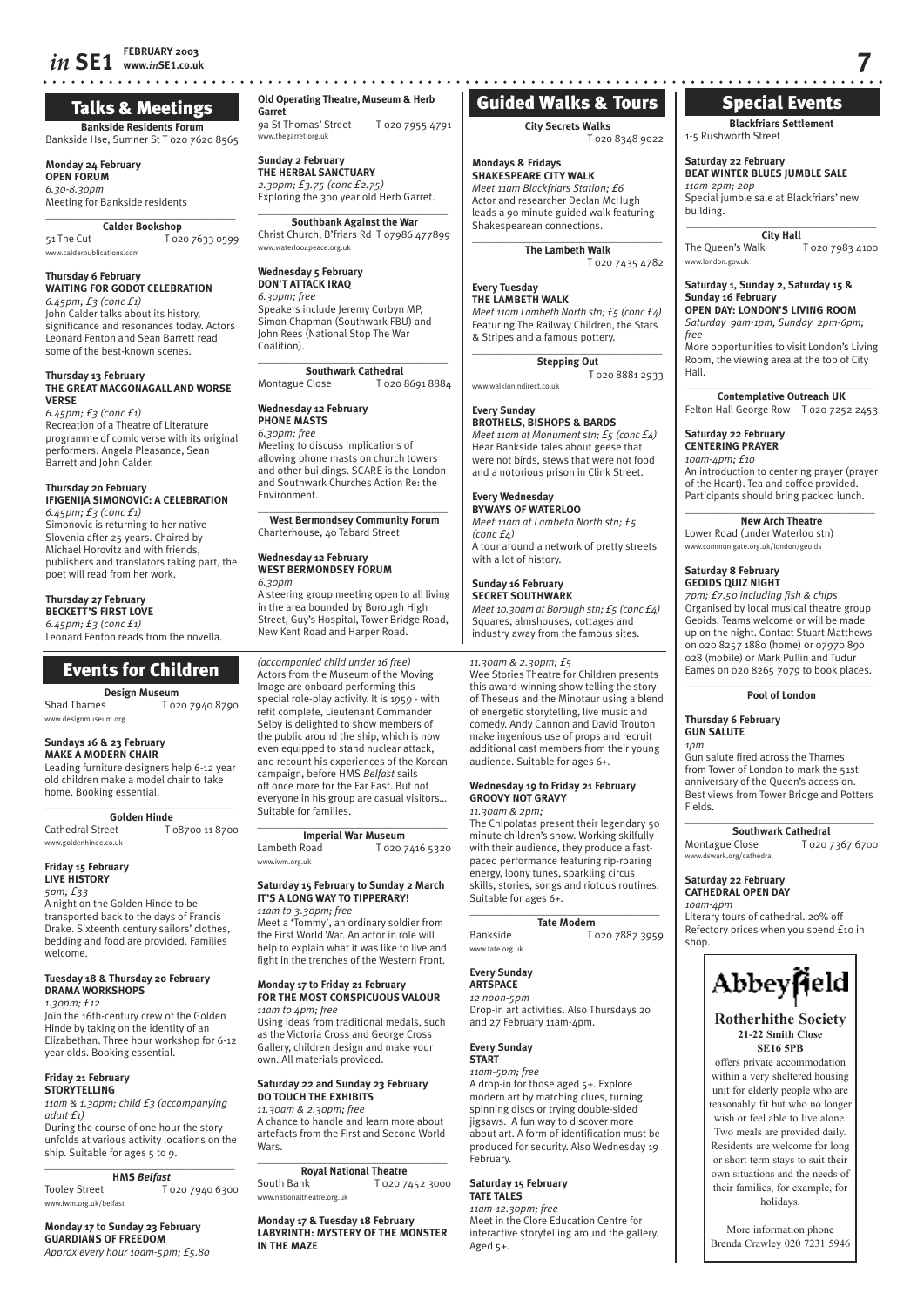## Talks & Meetings

**Bankside Residents Forum**
Bankside Hse, Sumner St T 020 7620 8565

**Monday 24 February**
**OPEN FORUM**
*6.30-8.30pm*
Meeting for Bankside residents

**Calder Bookshop**
51 The Cut T 020 7633 0599
www.calderpublications.com

**Thursday 6 February**
**WAITING FOR GODOT CELEBRATION**
*6.45pm; £3 (conc £1)*
John Calder talks about its history, significance and resonances today. Actors Leonard Fenton and Sean Barrett read some of the best-known scenes.

**Thursday 13 February**
**THE GREAT MACGONAGALL AND WORSE VERSE**
*6.45pm; £3 (conc £1)*
Recreation of a Theatre of Literature programme of comic verse with its original performers: Angela Pleasance, Sean Barrett and John Calder.

**Thursday 20 February**
**IFIGENIJA SIMONOVIC: A CELEBRATION**
*6.45pm; £3 (conc £1)*
Simonovic is returning to her native Slovenia after 25 years. Chaired by Michael Horovitz and with friends, publishers and translators taking part, the poet will read from her work.

**Thursday 27 February**
**BECKETT'S FIRST LOVE**
*6.45pm; £3 (conc £1)*
Leonard Fenton reads from the novella.

**Old Operating Theatre, Museum & Herb Garret**
9a St Thomas' Street T 020 7955 4791
www.thegarret.org.uk

**Sunday 2 February**
**THE HERBAL SANCTUARY**
*2.30pm; £3.75 (conc £2.75)*
Exploring the 300 year old Herb Garret.

**Southbank Against the War**
Christ Church, B'friars Rd T 07986 477899
www.waterloo4peace.org.uk

**Wednesday 5 February**
**DON'T ATTACK IRAQ**
*6.30pm; free*
Speakers include Jeremy Corbyn MP, Simon Chapman (Southwark FBU) and John Rees (National Stop The War Coalition).

**Southwark Cathedral**
Montague Close T 020 8691 8884

**Wednesday 12 February**
**PHONE MASTS**
*6.30pm; free*
Meeting to discuss implications of allowing phone masts on church towers and other buildings. SCARE is the London and Southwark Churches Action Re: the Environment.

**West Bermondsey Community Forum**
Charterhouse, 40 Tabard Street

**Wednesday 12 February**
**WEST BERMONDSEY FORUM**
*6.30pm*
A steering group meeting open to all living in the area bounded by Borough High Street, Guy's Hospital, Tower Bridge Road, New Kent Road and Harper Road.

## Events for Children

**Design Museum**
Shad Thames T 020 7940 8790
www.designmuseum.org

**Sundays 16 & 23 February**
**MAKE A MODERN CHAIR**
Leading furniture designers help 6-12 year old children make a model chair to take home. Booking essential.

**Golden Hinde**
Cathedral Street T 08700 11 8700
www.goldenhinde.co.uk

**Friday 15 February**
**LIVE HISTORY**
*5pm; £33*
A night on the Golden Hinde to be transported back to the days of Francis Drake. Sixteenth century sailors' clothes, bedding and food are provided. Families welcome.

**Tuesday 18 & Thursday 20 February**
**DRAMA WORKSHOPS**
*1.30pm; £12*
Join the 16th-century crew of the Golden Hinde by taking on the identity of an Elizabethan. Three hour workshop for 6-12 year olds. Booking essential.

**Friday 21 February**
**STORYTELLING**
*11am & 1.30pm; child £3 (accompanying adult £1)*
During the course of one hour the story unfolds at various activity locations on the ship. Suitable for ages 5 to 9.

**HMS *Belfast***
Tooley Street T 020 7940 6300
www.iwm.org.uk/belfast

**Monday 17 to Sunday 23 February**
**GUARDIANS OF FREEDOM**
*Approx every hour 10am-5pm; £5.80 (accompanied child under 16 free)*
Actors from the Museum of the Moving Image are onboard performing this special role-play activity. It is 1959 - with refit complete, Lieutenant Commander Selby is delighted to show members of the public around the ship, which is now even equipped to stand nuclear attack, and recount his experiences of the Korean campaign, before HMS *Belfast* sails off once more for the Far East. But not everyone in his group are casual visitors... Suitable for families.

**Imperial War Museum**
Lambeth Road T 020 7416 5320
www.iwm.org.uk

**Saturday 15 February to Sunday 2 March**
**IT'S A LONG WAY TO TIPPERARY!**
*11am to 3.30pm; free*
Meet a 'Tommy', an ordinary soldier from the First World War. An actor in role will help to explain what it was like to live and fight in the trenches of the Western Front.

**Monday 17 to Friday 21 February**
**FOR THE MOST CONSPICUOUS VALOUR**
*11am to 4pm; free*
Using ideas from traditional medals, such as the Victoria Cross and George Cross Gallery, children design and make your own. All materials provided.

**Saturday 22 and Sunday 23 February**
**DO TOUCH THE EXHIBITS**
*11.30am & 2.30pm; free*
A chance to handle and learn more about artefacts from the First and Second World Wars.

**Royal National Theatre**
South Bank T 020 7452 3000
www.nationaltheatre.org.uk

**Monday 17 & Tuesday 18 February**
**LABYRINTH: MYSTERY OF THE MONSTER IN THE MAZE**
*11.30am & 2.30pm; £5*
Wee Stories Theatre for Children presents this award-winning show telling the story of Theseus and the Minotaur using a blend of energetic storytelling, live music and comedy. Andy Cannon and David Trouton make ingenious use of props and recruit additional cast members from their young audience. Suitable for ages 6+.

**Wednesday 19 to Friday 21 February**
**GROOVY NOT GRAVY**
*11.30am & 2pm;*
The Chipolatas present their legendary 50 minute children's show. Working skilfully with their audience, they produce a fast-paced performance featuring rip-roaring energy, loony tunes, sparkling circus skills, stories, songs and riotous routines. Suitable for ages 6+.

**Tate Modern**
Bankside T 020 7887 3959
www.tate.org.uk

**Every Sunday**
**ARTSPACE**
*12 noon-5pm*
Drop-in art activities. Also Thursdays 20 and 27 February 11am-4pm.

**Every Sunday**
**START**
*11am-5pm; free*
A drop-in for those aged 5+. Explore modern art by matching clues, turning spinning discs or trying double-sided jigsaws. A fun way to discover more about art. A form of identification must be produced for security. Also Wednesday 19 February.

**Saturday 15 February**
**TATE TALES**
*11am-12.30pm; free*
Meet in the Clore Education Centre for interactive storytelling around the gallery. Aged 5+.

## Guided Walks & Tours

**City Secrets Walks**
T 020 8348 9022

**Mondays & Fridays**
**SHAKESPEARE CITY WALK**
*Meet 11am Blackfriars Station; £6*
Actor and researcher Declan McHugh leads a 90 minute guided walk featuring Shakespearean connections.

**The Lambeth Walk**
T 020 7435 4782

**Every Tuesday**
**THE LAMBETH WALK**
*Meet 11am Lambeth North stn; £5 (conc £4)*
Featuring The Railway Children, the Stars & Stripes and a famous pottery.

**Stepping Out**
T 020 8881 2933
www.walklon.ndirect.co.uk

**Every Sunday**
**BROTHELS, BISHOPS & BARDS**
*Meet 11am at Monument stn; £5 (conc £4)*
Hear Bankside tales about geese that were not birds, stews that were not food and a notorious prison in Clink Street.

**Every Wednesday**
**BYWAYS OF WATERLOO**
*Meet 11am at Lambeth North stn; £5 (conc £4)*
A tour around a network of pretty streets with a lot of history.

**Sunday 16 February**
**SECRET SOUTHWARK**
*Meet 10.30am at Borough stn; £5 (conc £4)*
Squares, almshouses, cottages and industry away from the famous sites.

## Special Events

**Blackfriars Settlement**
1-5 Rushworth Street

**Saturday 22 February**
**BEAT WINTER BLUES JUMBLE SALE**
*11am-2pm; 20p*
Special jumble sale at Blackfriars' new building.

**City Hall**
The Queen's Walk T 020 7983 4100
www.london.gov.uk

**Saturday 1, Sunday 2, Saturday 15 & Sunday 16 February**
**OPEN DAY: LONDON'S LIVING ROOM**
*Saturday 9am-1pm, Sunday 2pm-6pm; free*
More opportunities to visit London's Living Room, the viewing area at the top of City Hall.

**Contemplative Outreach UK**
Felton Hall George Row T 020 7252 2453

**Saturday 22 February**
**CENTERING PRAYER**
*10am-4pm; £10*
An introduction to centering prayer (prayer of the Heart). Tea and coffee provided. Participants should bring packed lunch.

**New Arch Theatre**
Lower Road (under Waterloo stn)
www.communigate.org.uk/london/geoids

**Saturday 8 February**
**GEOIDS QUIZ NIGHT**
*7pm; £7.50 including fish & chips*
Organised by local musical theatre group Geoids. Teams welcome or will be made up on the night. Contact Stuart Matthews on 020 8257 1880 (home) or 07970 890 028 (mobile) or Mark Pullin and Tudur Eames on 020 8265 7079 to book places.

**Pool of London**

**Thursday 6 February**
**GUN SALUTE**
*1pm*
Gun salute fired across the Thames from Tower of London to mark the 51st anniversary of the Queen's accession. Best views from Tower Bridge and Potters Fields.

**Southwark Cathedral**
Montague Close T 020 7367 6700
www.dswark.org/cathedral

**Saturday 22 February**
**CATHEDRAL OPEN DAY**
*10am-4pm*
Literary tours of cathedral. 20% off Refectory prices when you spend £10 in shop.

**Abbeyfield**

**Rotherhithe Society**
**21-22 Smith Close**
**SE16 5PB**

offers private accommodation within a very sheltered housing unit for elderly people who are reasonably fit but who no longer wish or feel able to live alone. Two meals are provided daily. Residents are welcome for long or short term stays to suit their own situations and the needs of their families, for example, for holidays.

More information phone Brenda Crawley 020 7231 5946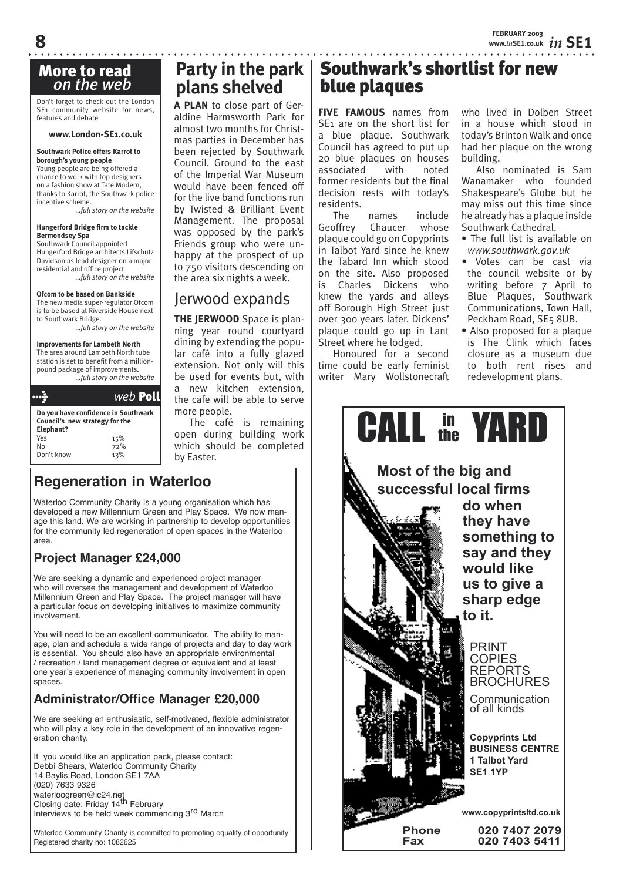## More to read *on the web*

Don't forget to check out the London SE1 community website for news, features and debate

**www.London-SE1.co.uk**

**Southwark Police offers Karrot to borough's young people**
Young people are being offered a chance to work with top designers on a fashion show at Tate Modern, thanks to Karrot, the Southwark police incentive scheme.
*...full story on the website*

**Hungerford Bridge firm to tackle Bermondsey Spa**
Southwark Council appointed Hungerford Bridge architects Lifschutz Davidson as lead designer on a major residential and office project
*...full story on the website*

**Ofcom to be based on Bankside**
The new media super-regulator Ofcom is to be based at Riverside House next to Southwark Bridge.
*...full story on the website*

**Improvements for Lambeth North**
The area around Lambeth North tube station is set to benefit from a million-pound package of improvements.
*...full story on the website*

### *web* Poll

**Do you have confidence in Southwark Council's new strategy for the Elephant?**

| | |
|---|---|
| Yes | 15% |
| No | 72% |
| Don't know | 13% |

## Party in the park plans shelved

**A PLAN** to close part of Geraldine Harmsworth Park for almost two months for Christmas parties in December has been rejected by Southwark Council. Ground to the east of the Imperial War Museum would have been fenced off for the live band functions run by Twisted & Brilliant Event Management. The proposal was opposed by the park's Friends group who were unhappy at the prospect of up to 750 visitors descending on the area six nights a week.

## Jerwood expands

**THE JERWOOD** Space is planning year round courtyard dining by extending the popular café into a fully glazed extension. Not only will this be used for events but, with a new kitchen extension, the cafe will be able to serve more people.

The café is remaining open during building work which should be completed by Easter.

## Southwark's shortlist for new blue plaques

**FIVE FAMOUS** names from SE1 are on the short list for a blue plaque. Southwark Council has agreed to put up 20 blue plaques on houses associated with noted former residents but the final decision rests with today's residents.

The names include Geoffrey Chaucer whose plaque could go on Copyprints in Talbot Yard since he knew the Tabard Inn which stood on the site. Also proposed is Charles Dickens who knew the yards and alleys off Borough High Street just over 300 years later. Dickens' plaque could go up in Lant Street where he lodged.

Honoured for a second time could be early feminist writer Mary Wollstonecraft who lived in Dolben Street in a house which stood in today's Brinton Walk and once had her plaque on the wrong building.

Also nominated is Sam Wanamaker who founded Shakespeare's Globe but he may miss out this time since he already has a plaque inside Southwark Cathedral.

- The full list is available on *www.southwark.gov.uk*
- Votes can be cast via the council website or by writing before 7 April to Blue Plaques, Southwark Communications, Town Hall, Peckham Road, SE5 8UB.
- Also proposed for a plaque is The Clink which faces closure as a museum due to both rent rises and redevelopment plans.

## Regeneration in Waterloo

Waterloo Community Charity is a young organisation which has developed a new Millennium Green and Play Space. We now manage this land. We are working in partnership to develop opportunities for the community led regeneration of open spaces in the Waterloo area.

### Project Manager £24,000

We are seeking a dynamic and experienced project manager who will oversee the management and development of Waterloo Millennium Green and Play Space. The project manager will have a particular focus on developing initiatives to maximize community involvement.

You will need to be an excellent communicator. The ability to manage, plan and schedule a wide range of projects and day to day work is essential. You should also have an appropriate environmental / recreation / land management degree or equivalent and at least one year's experience of managing community involvement in open spaces.

### Administrator/Office Manager £20,000

We are seeking an enthusiastic, self-motivated, flexible administrator who will play a key role in the development of an innovative regeneration charity.

If you would like an application pack, please contact:
Debbi Shears, Waterloo Community Charity
14 Baylis Road, London SE1 7AA
(020) 7633 9326
waterloogreen@ic24.net
Closing date: Friday 14th February
Interviews to be held week commencing 3rd March

Waterloo Community Charity is committed to promoting equality of opportunity
Registered charity no: 1082625

## CALL in the YARD

**Most of the big and successful local firms do when they have something to say and they would like us to give a sharp edge to it.**

PRINT
COPIES
REPORTS
BROCHURES

Communication of all kinds

**Copyprints Ltd**
**BUSINESS CENTRE**
**1 Talbot Yard**
**SE1 1YP**

**www.copyprintsltd.co.uk**

**Phone** 020 7407 2079
**Fax** 020 7403 5411